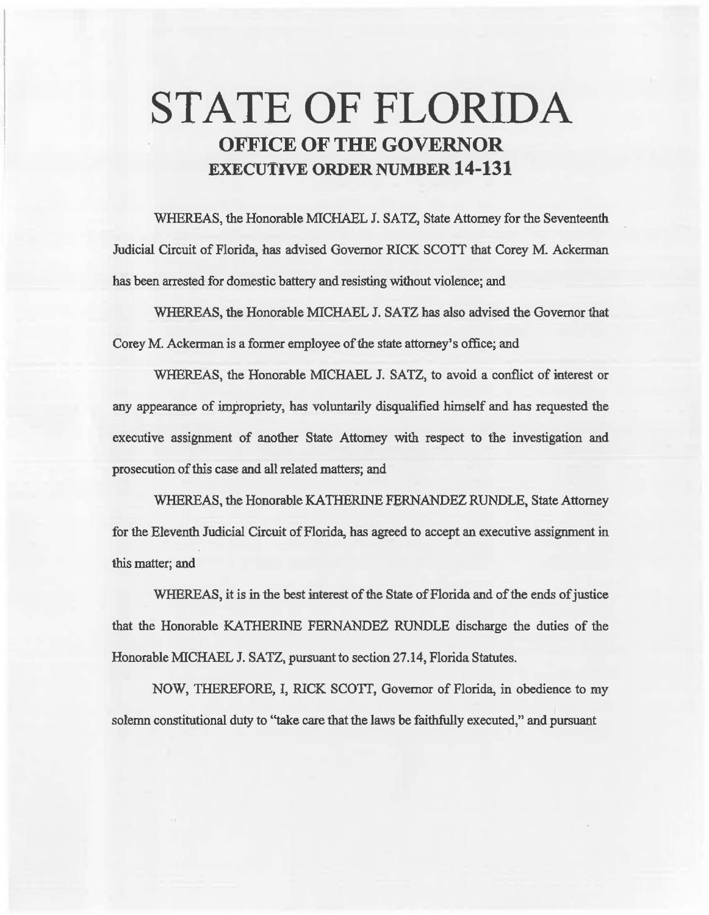# STATE OF FLORIDA

## OFFICE OF THE GOVERNOR

## EXECUTIVE ORDER NUMBER 14-131

WHEREAS, the Honorable MICHAEL J. SATZ, State Attorney for the Seventeenth Judicial Circuit of Florida, has advised Governor RICK SCOTT that Corey M. Ackerman has been arrested for domestic battery and resisting without violence; and

WHEREAS, the Honorable MICHAEL J. SATZ has also advised the Governor that Corey M. Ackerman is a former employee of the state attorney's office; and

WHEREAS, the Honorable MICHAEL J. SATZ, to avoid a conflict of interest or any appearance of impropriety, has voluntarily disqualified himself and has requested the executive assignment of another State Attorney with respect to the investigation and prosecution of this case and all related matters; and

WHEREAS, the Honorable KATHERINE FERNANDEZ RUNDLE, State Attorney for the Eleventh Judicial Circuit of Florida, has agreed to accept an executive assignment in this matter; and

WHEREAS, it is in the best interest of the State of Florida and of the ends of justice that the Honorable KATHERINE FERNANDEZ RUNDLE discharge the duties of the Honorable MICHAEL J. SATZ, pursuant to section 27.14, Florida Statutes.

NOW, THEREFORE, I, RICK SCOTT, Governor of Florida, in obedience to my solemn constitutional duty to "take care that the laws be faithfully executed," and pursuant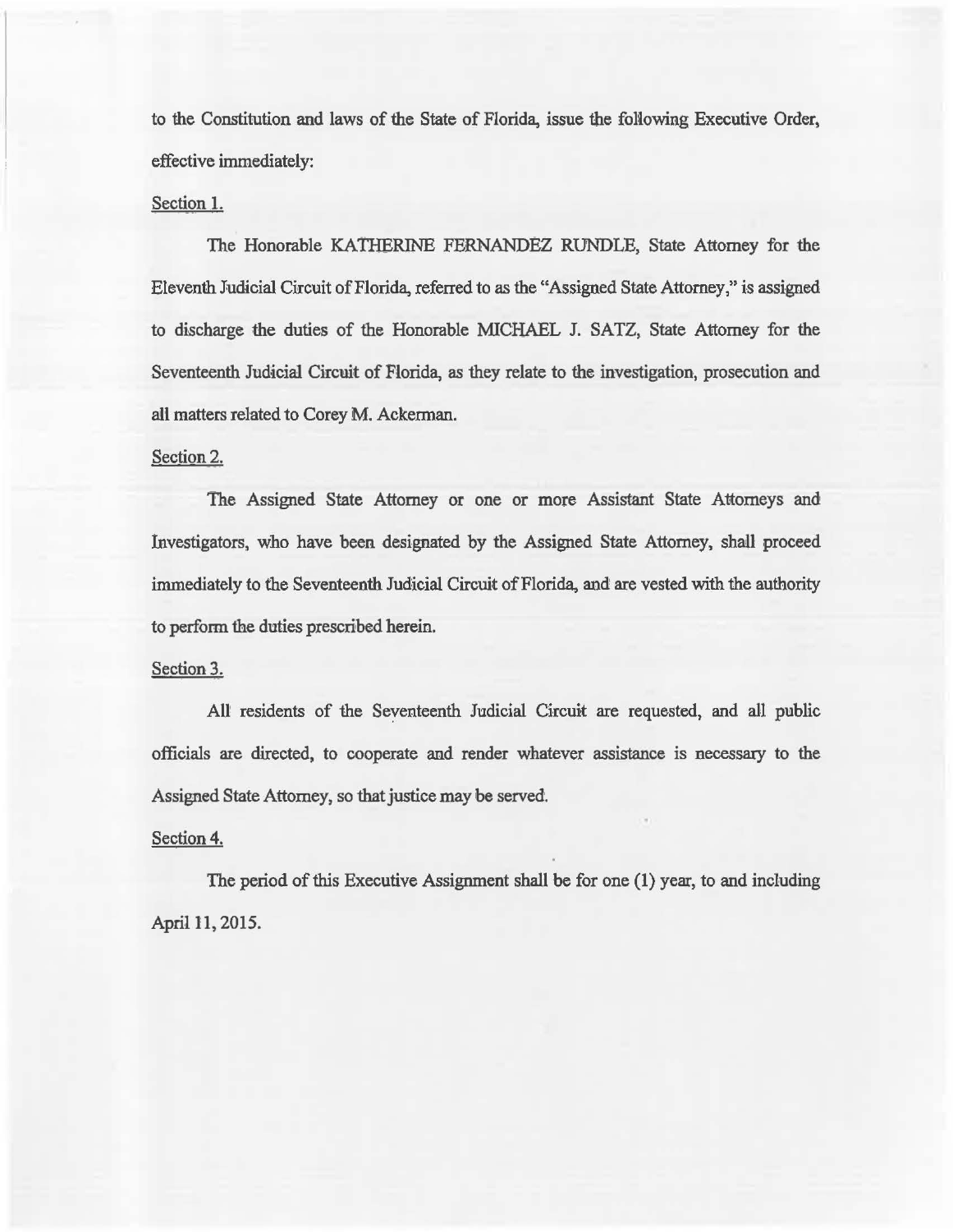to the Constitution and laws of the State of Florida, issue the following Executive Order, effective immediately:

Section 1.

The Honorable KATHERINE FERNANDEZ RUNDLE, State Attorney for the Eleventh Judicial Circuit of Florida, referred to as the "Assigned State Attorney," is assigned to discharge the duties of the Honorable MICHAEL J. SATZ, State Attorney for the Seventeenth Judicial Circuit of Florida, as they relate to the investigation, prosecution and all matters related to Corey M. Ackerman.

Section 2.

The Assigned State Attorney or one or more Assistant State Attorneys and Investigators, who have been designated by the Assigned State Attorney, shall proceed immediately to the Seventeenth Judicial Circuit of Florida, and are vested with the authority to perform the duties prescribed herein.

Section 3.

All residents of the Seventeenth Judicial Circuit are requested, and all public officials are directed, to cooperate and render whatever assistance is necessary to the Assigned State Attorney, so that justice may be served.

Section 4.

The period of this Executive Assignment shall be for one (1) year, to and including April 11, 2015.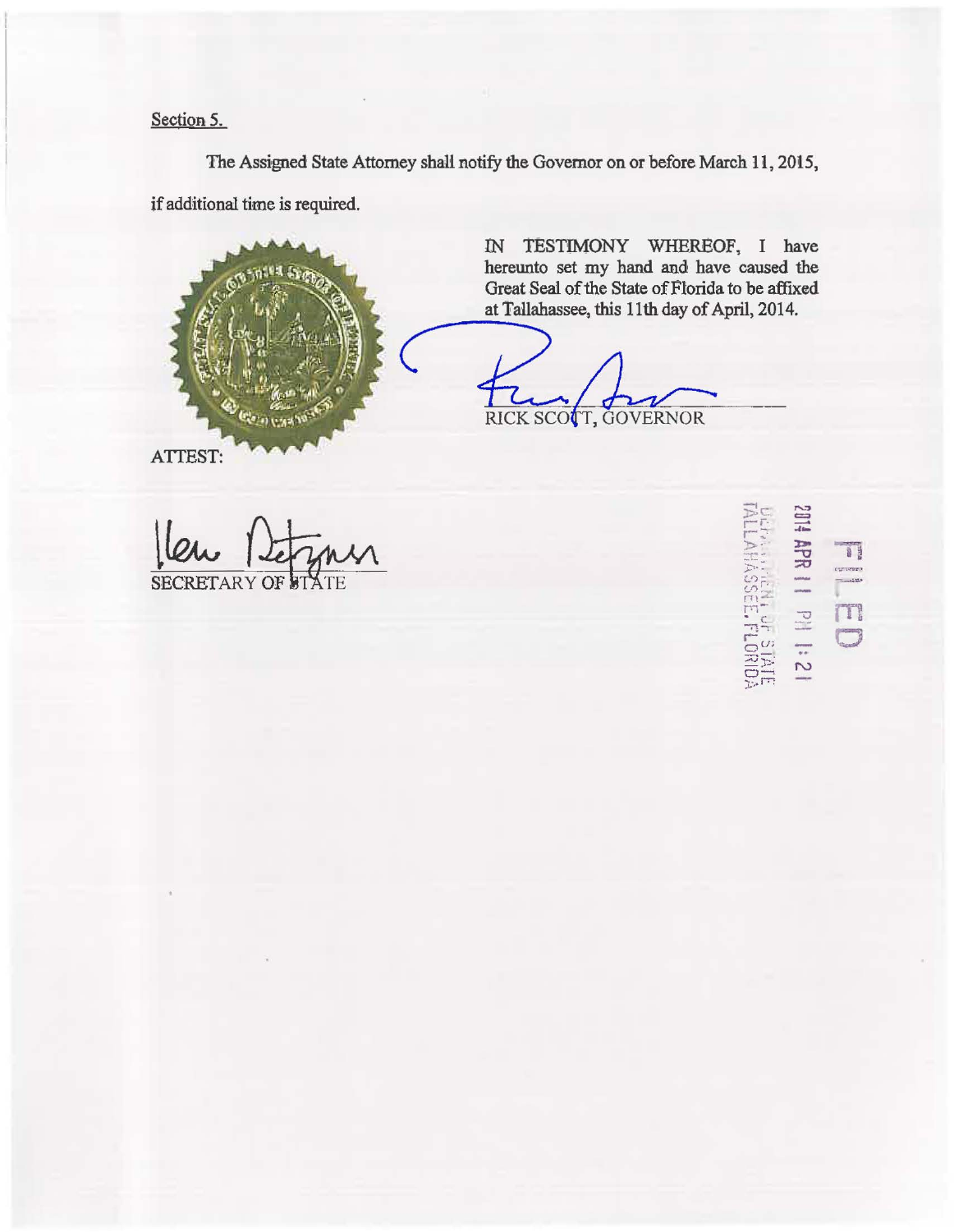Section 5.

The Assigned State Attorney shall notify the Governor on or before March 11, 2015, if additional time is required.

IN TESTIMONY WHEREOF, I have hereunto set my hand and have caused the Great Seal of the State of Florida to be affixed at Tallahassee, this 11th day of April, 2014.

RICK SCOTT, GOVERNOR

ATTEST:

SECRETARY OF STATE

FILED

2014 APR 11 PM 1:21

DEPARTMENT OF STATE
TALLAHASSEE, FLORIDA